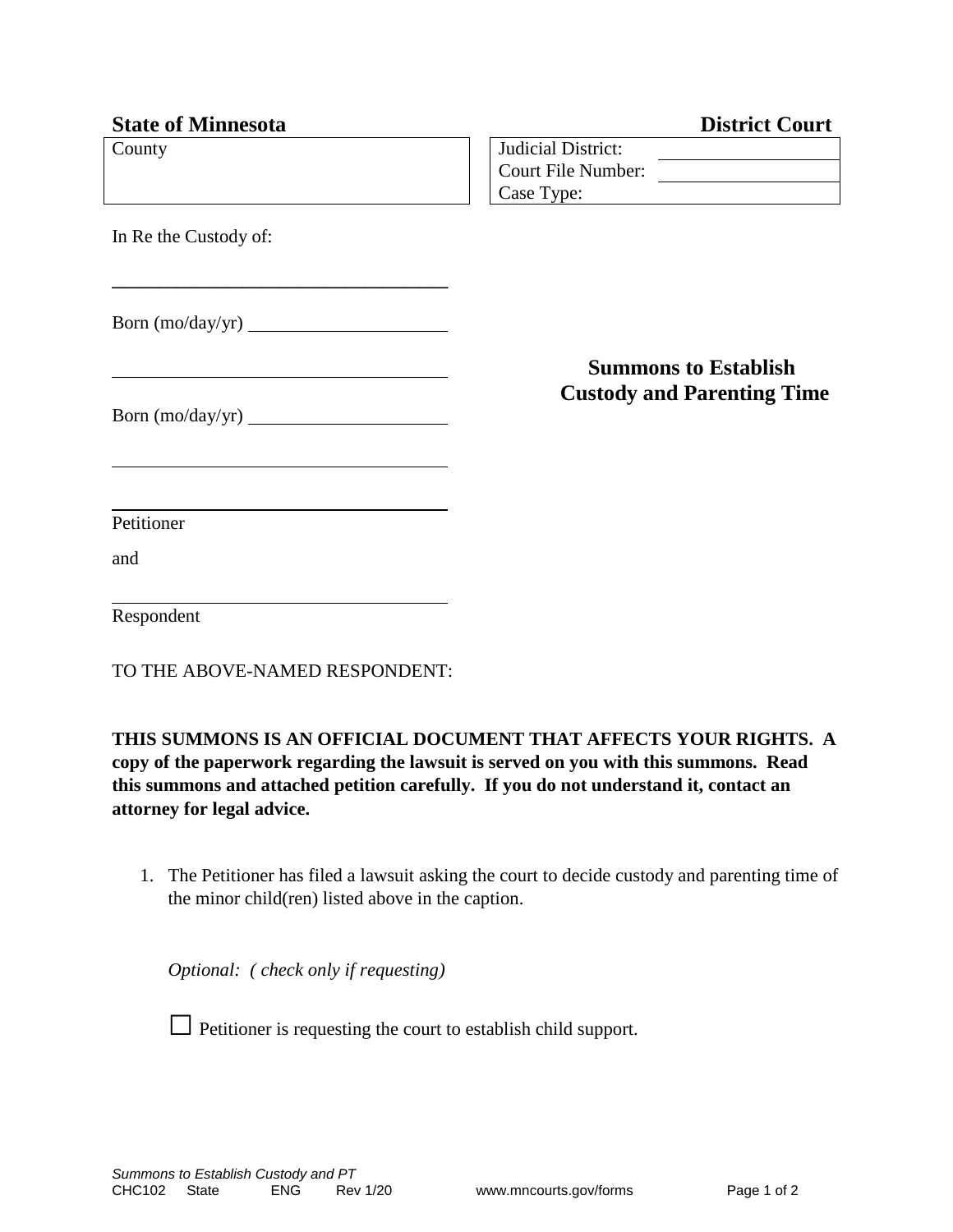**State of Minnesota** | **District Court**

| County | Judicial District: |
|---|---|
| | Court File Number: |
| | Case Type: |

In Re the Custody of:

\_\_\_\_\_\_\_\_\_\_\_\_\_\_\_\_\_\_\_\_\_\_\_\_\_\_\_\_\_\_\_\_\_\_\_\_

Born (mo/day/yr) \_\_\_\_\_\_\_\_\_\_\_\_\_\_\_\_\_\_\_\_

\_\_\_\_\_\_\_\_\_\_\_\_\_\_\_\_\_\_\_\_\_\_\_\_\_\_\_\_\_\_\_\_\_\_\_\_

Born (mo/day/yr) \_\_\_\_\_\_\_\_\_\_\_\_\_\_\_\_\_\_\_\_

\_\_\_\_\_\_\_\_\_\_\_\_\_\_\_\_\_\_\_\_\_\_\_\_\_\_\_\_\_\_\_\_\_\_\_\_

\_\_\_\_\_\_\_\_\_\_\_\_\_\_\_\_\_\_\_\_\_\_\_\_\_\_\_\_\_\_\_\_\_\_\_\_

Petitioner

and

\_\_\_\_\_\_\_\_\_\_\_\_\_\_\_\_\_\_\_\_\_\_\_\_\_\_\_\_\_\_\_\_\_\_\_\_

Respondent

# Summons to Establish Custody and Parenting Time

TO THE ABOVE-NAMED RESPONDENT:

**THIS SUMMONS IS AN OFFICIAL DOCUMENT THAT AFFECTS YOUR RIGHTS. A copy of the paperwork regarding the lawsuit is served on you with this summons. Read this summons and attached petition carefully. If you do not understand it, contact an attorney for legal advice.**

1. The Petitioner has filed a lawsuit asking the court to decide custody and parenting time of the minor child(ren) listed above in the caption.

   *Optional: ( check only if requesting)*

   ☐ Petitioner is requesting the court to establish child support.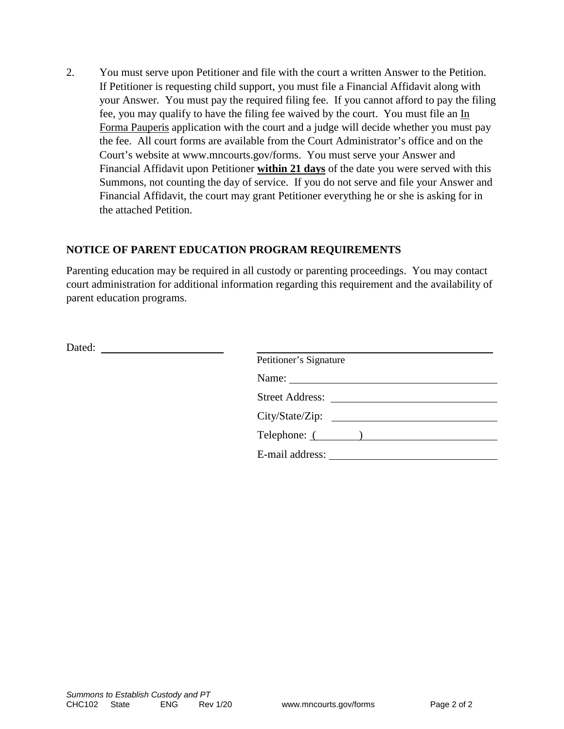2. You must serve upon Petitioner and file with the court a written Answer to the Petition. If Petitioner is requesting child support, you must file a Financial Affidavit along with your Answer. You must pay the required filing fee. If you cannot afford to pay the filing fee, you may qualify to have the filing fee waived by the court. You must file an In Forma Pauperis application with the court and a judge will decide whether you must pay the fee. All court forms are available from the Court Administrator's office and on the Court's website at www.mncourts.gov/forms. You must serve your Answer and Financial Affidavit upon Petitioner **within 21 days** of the date you were served with this Summons, not counting the day of service. If you do not serve and file your Answer and Financial Affidavit, the court may grant Petitioner everything he or she is asking for in the attached Petition.

## NOTICE OF PARENT EDUCATION PROGRAM REQUIREMENTS

Parenting education may be required in all custody or parenting proceedings. You may contact court administration for additional information regarding this requirement and the availability of parent education programs.

Dated: ______________________

______________________________
Petitioner's Signature

Name: ______________________

Street Address: ______________________

City/State/Zip: ______________________

Telephone: (        ) ______________________

E-mail address: ______________________

*Summons to Establish Custody and PT*
CHC102 State ENG Rev 1/20